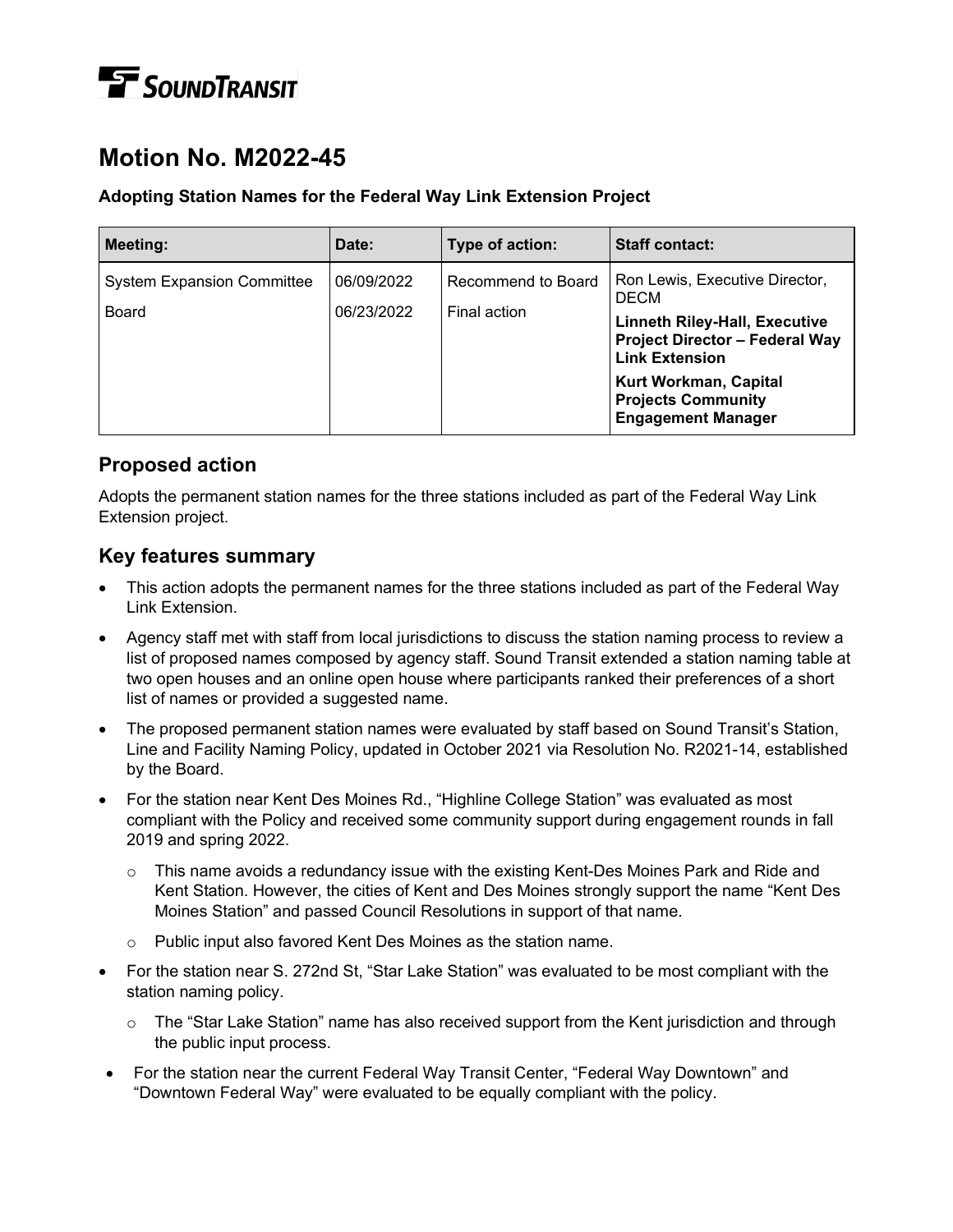SOUNDTRANSIT

# Motion No. M2022-45

### Adopting Station Names for the Federal Way Link Extension Project

| Meeting: | Date: | Type of action: | Staff contact: |
|---|---|---|---|
| System Expansion Committee | 06/09/2022 | Recommend to Board | Ron Lewis, Executive Director, DECM |
| Board | 06/23/2022 | Final action | **Linneth Riley-Hall, Executive Project Director – Federal Way Link Extension** |
| | | | **Kurt Workman, Capital Projects Community Engagement Manager** |

## Proposed action

Adopts the permanent station names for the three stations included as part of the Federal Way Link Extension project.

## Key features summary

- This action adopts the permanent names for the three stations included as part of the Federal Way Link Extension.
- Agency staff met with staff from local jurisdictions to discuss the station naming process to review a list of proposed names composed by agency staff. Sound Transit extended a station naming table at two open houses and an online open house where participants ranked their preferences of a short list of names or provided a suggested name.
- The proposed permanent station names were evaluated by staff based on Sound Transit's Station, Line and Facility Naming Policy, updated in October 2021 via Resolution No. R2021-14, established by the Board.
- For the station near Kent Des Moines Rd., "Highline College Station" was evaluated as most compliant with the Policy and received some community support during engagement rounds in fall 2019 and spring 2022.
  - This name avoids a redundancy issue with the existing Kent-Des Moines Park and Ride and Kent Station. However, the cities of Kent and Des Moines strongly support the name "Kent Des Moines Station" and passed Council Resolutions in support of that name.
  - Public input also favored Kent Des Moines as the station name.
- For the station near S. 272nd St, "Star Lake Station" was evaluated to be most compliant with the station naming policy.
  - The "Star Lake Station" name has also received support from the Kent jurisdiction and through the public input process.
- For the station near the current Federal Way Transit Center, "Federal Way Downtown" and "Downtown Federal Way" were evaluated to be equally compliant with the policy.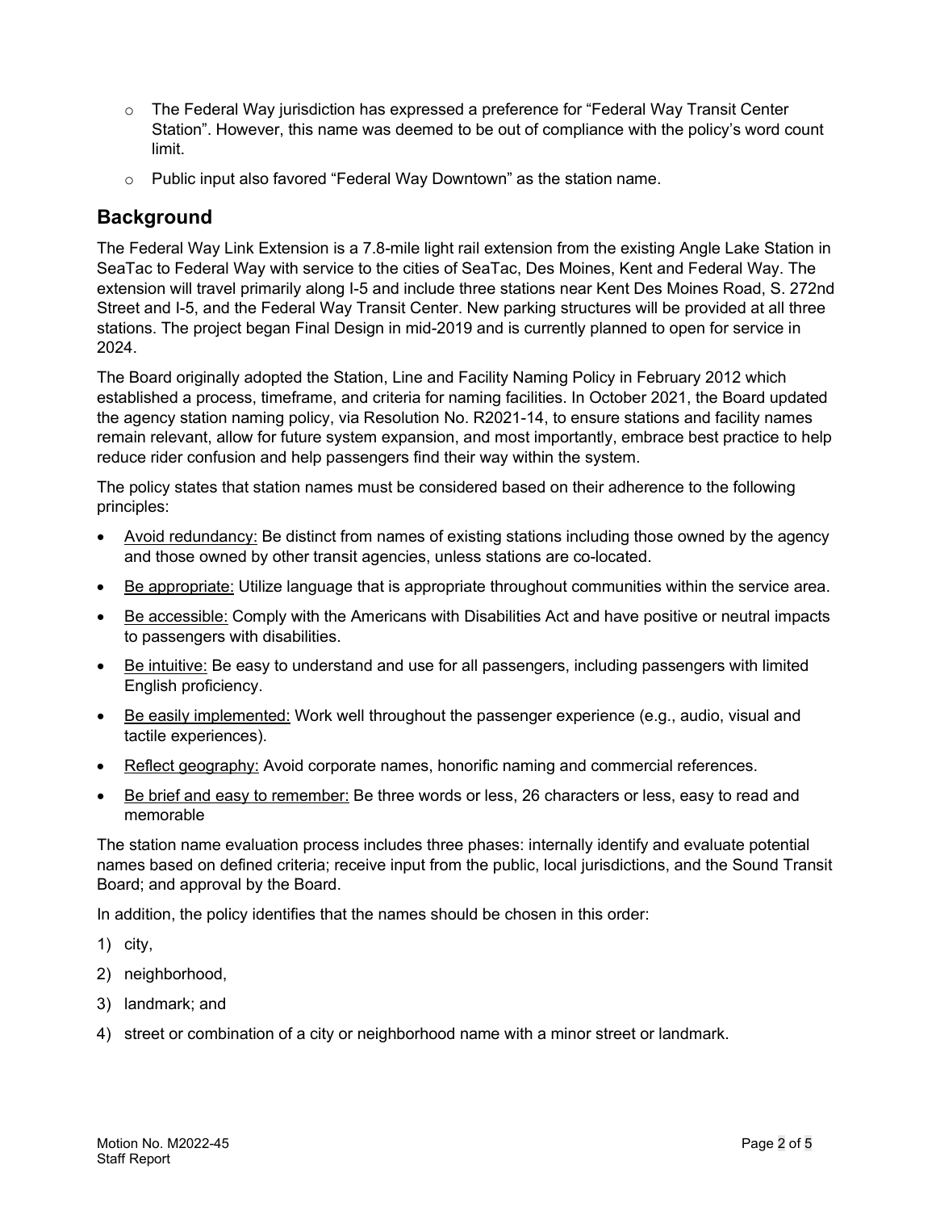- The Federal Way jurisdiction has expressed a preference for "Federal Way Transit Center Station". However, this name was deemed to be out of compliance with the policy's word count limit.
- Public input also favored "Federal Way Downtown" as the station name.

## Background

The Federal Way Link Extension is a 7.8-mile light rail extension from the existing Angle Lake Station in SeaTac to Federal Way with service to the cities of SeaTac, Des Moines, Kent and Federal Way. The extension will travel primarily along I-5 and include three stations near Kent Des Moines Road, S. 272nd Street and I-5, and the Federal Way Transit Center. New parking structures will be provided at all three stations. The project began Final Design in mid-2019 and is currently planned to open for service in 2024.

The Board originally adopted the Station, Line and Facility Naming Policy in February 2012 which established a process, timeframe, and criteria for naming facilities. In October 2021, the Board updated the agency station naming policy, via Resolution No. R2021-14, to ensure stations and facility names remain relevant, allow for future system expansion, and most importantly, embrace best practice to help reduce rider confusion and help passengers find their way within the system.

The policy states that station names must be considered based on their adherence to the following principles:

- Avoid redundancy: Be distinct from names of existing stations including those owned by the agency and those owned by other transit agencies, unless stations are co-located.
- Be appropriate: Utilize language that is appropriate throughout communities within the service area.
- Be accessible: Comply with the Americans with Disabilities Act and have positive or neutral impacts to passengers with disabilities.
- Be intuitive: Be easy to understand and use for all passengers, including passengers with limited English proficiency.
- Be easily implemented: Work well throughout the passenger experience (e.g., audio, visual and tactile experiences).
- Reflect geography: Avoid corporate names, honorific naming and commercial references.
- Be brief and easy to remember: Be three words or less, 26 characters or less, easy to read and memorable

The station name evaluation process includes three phases: internally identify and evaluate potential names based on defined criteria; receive input from the public, local jurisdictions, and the Sound Transit Board; and approval by the Board.

In addition, the policy identifies that the names should be chosen in this order:

1) city,
2) neighborhood,
3) landmark; and
4) street or combination of a city or neighborhood name with a minor street or landmark.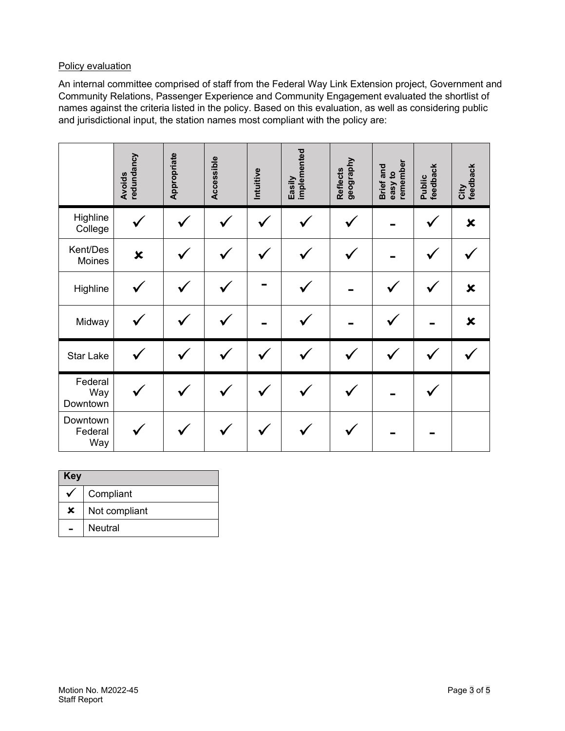Policy evaluation

An internal committee comprised of staff from the Federal Way Link Extension project, Government and Community Relations, Passenger Experience and Community Engagement evaluated the shortlist of names against the criteria listed in the policy. Based on this evaluation, as well as considering public and jurisdictional input, the station names most compliant with the policy are:

| | Avoids redundancy | Appropriate | Accessible | Intuitive | Easily implemented | Reflects geography | Brief and easy to remember | Public feedback | City feedback |
|---|---|---|---|---|---|---|---|---|---|
| Highline College | ✓ | ✓ | ✓ | ✓ | ✓ | ✓ | - | ✓ | ✗ |
| Kent/Des Moines | ✗ | ✓ | ✓ | ✓ | ✓ | ✓ | - | ✓ | ✓ |
| Highline | ✓ | ✓ | ✓ | - | ✓ | - | ✓ | ✓ | ✗ |
| Midway | ✓ | ✓ | ✓ | - | ✓ | - | ✓ | - | ✗ |
| Star Lake | ✓ | ✓ | ✓ | ✓ | ✓ | ✓ | ✓ | ✓ | ✓ |
| Federal Way Downtown | ✓ | ✓ | ✓ | ✓ | ✓ | ✓ | - | ✓ | |
| Downtown Federal Way | ✓ | ✓ | ✓ | ✓ | ✓ | ✓ | - | - | |

| Key | |
|---|---|
| ✓ | Compliant |
| ✗ | Not compliant |
| - | Neutral |

Motion No. M2022-45
Staff Report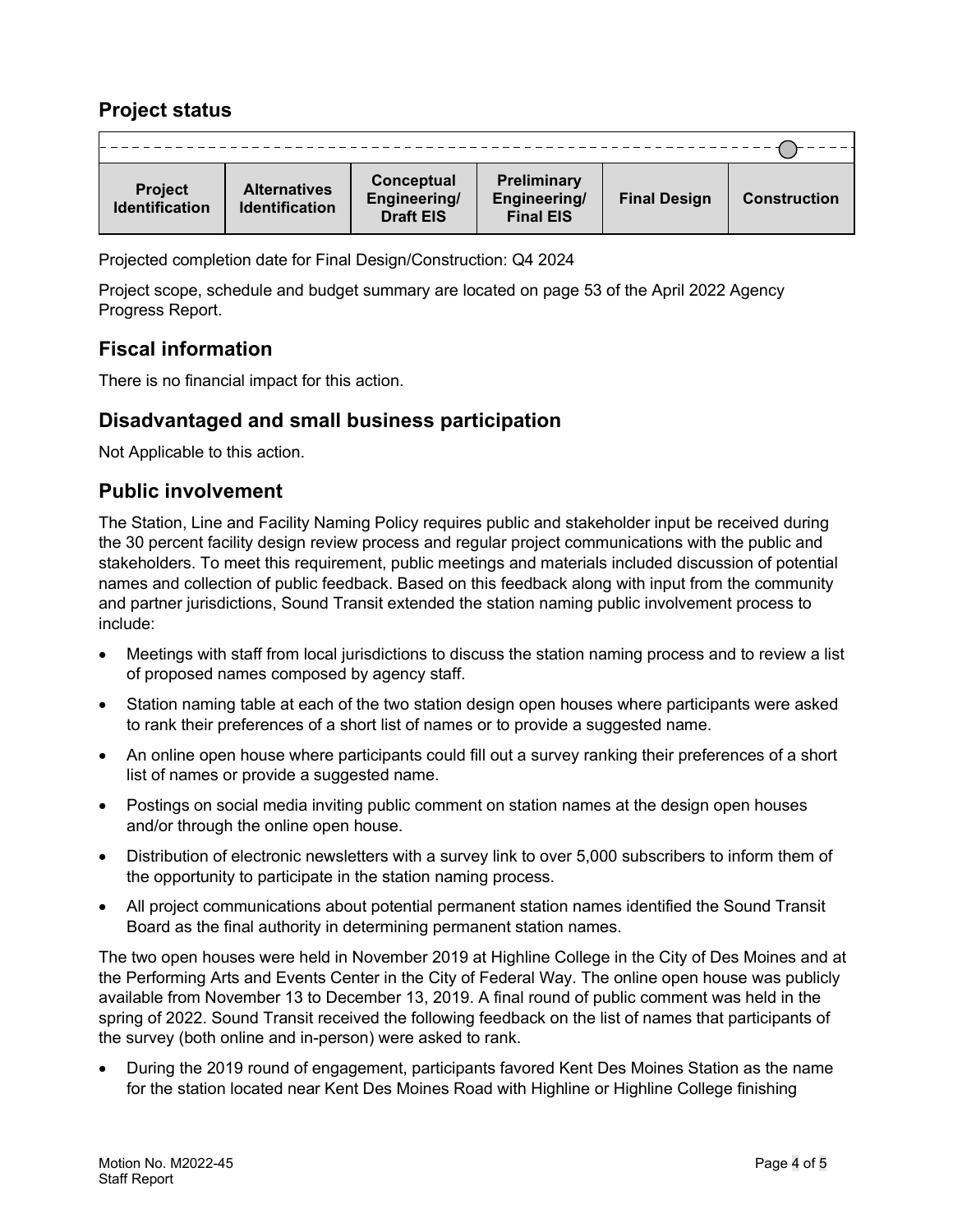## Project status

| Project Identification | Alternatives Identification | Conceptual Engineering/ Draft EIS | Preliminary Engineering/ Final EIS | Final Design | Construction |
|---|---|---|---|---|---|

Projected completion date for Final Design/Construction: Q4 2024

Project scope, schedule and budget summary are located on page 53 of the April 2022 Agency Progress Report.

## Fiscal information

There is no financial impact for this action.

## Disadvantaged and small business participation

Not Applicable to this action.

## Public involvement

The Station, Line and Facility Naming Policy requires public and stakeholder input be received during the 30 percent facility design review process and regular project communications with the public and stakeholders. To meet this requirement, public meetings and materials included discussion of potential names and collection of public feedback. Based on this feedback along with input from the community and partner jurisdictions, Sound Transit extended the station naming public involvement process to include:

- Meetings with staff from local jurisdictions to discuss the station naming process and to review a list of proposed names composed by agency staff.
- Station naming table at each of the two station design open houses where participants were asked to rank their preferences of a short list of names or to provide a suggested name.
- An online open house where participants could fill out a survey ranking their preferences of a short list of names or provide a suggested name.
- Postings on social media inviting public comment on station names at the design open houses and/or through the online open house.
- Distribution of electronic newsletters with a survey link to over 5,000 subscribers to inform them of the opportunity to participate in the station naming process.
- All project communications about potential permanent station names identified the Sound Transit Board as the final authority in determining permanent station names.

The two open houses were held in November 2019 at Highline College in the City of Des Moines and at the Performing Arts and Events Center in the City of Federal Way. The online open house was publicly available from November 13 to December 13, 2019. A final round of public comment was held in the spring of 2022. Sound Transit received the following feedback on the list of names that participants of the survey (both online and in-person) were asked to rank.

- During the 2019 round of engagement, participants favored Kent Des Moines Station as the name for the station located near Kent Des Moines Road with Highline or Highline College finishing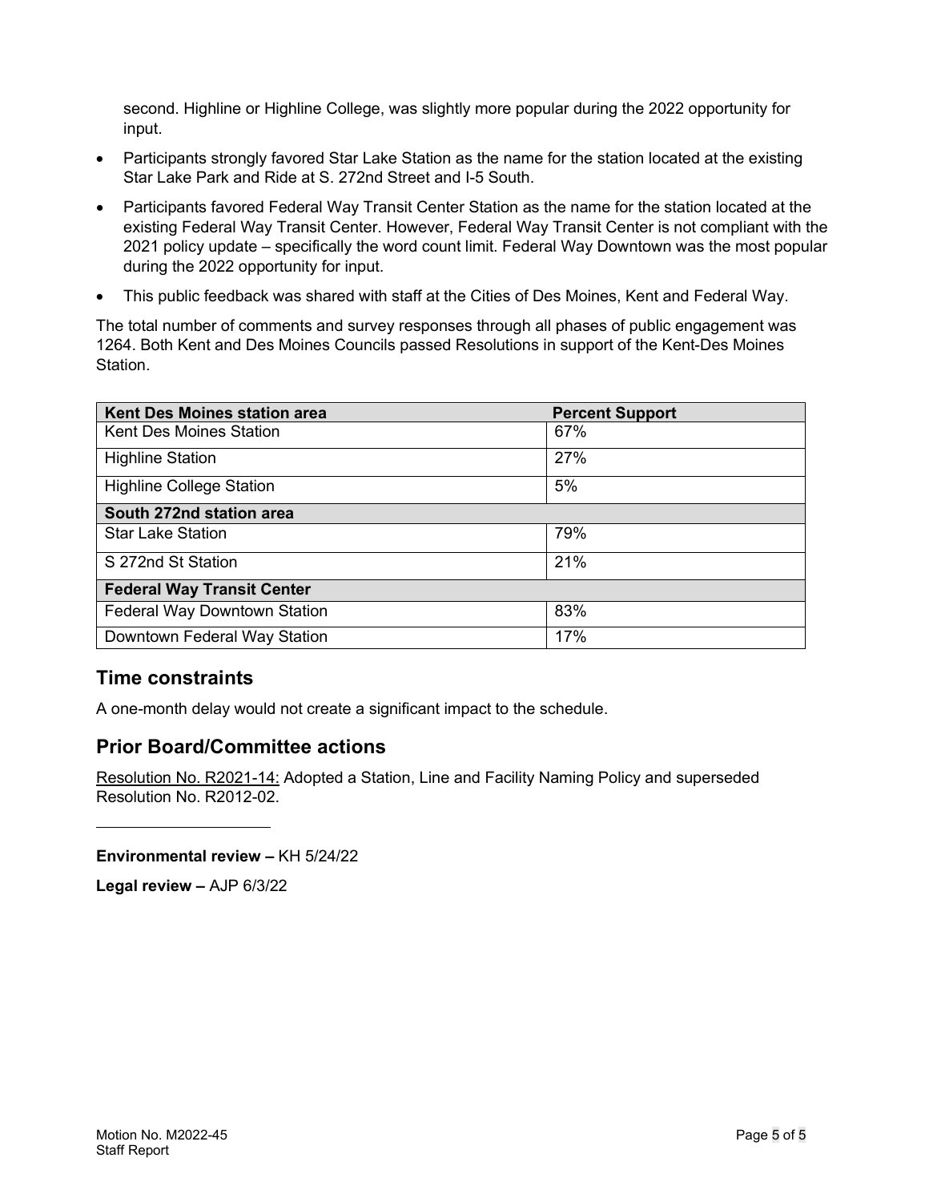second. Highline or Highline College, was slightly more popular during the 2022 opportunity for input.

- Participants strongly favored Star Lake Station as the name for the station located at the existing Star Lake Park and Ride at S. 272nd Street and I-5 South.
- Participants favored Federal Way Transit Center Station as the name for the station located at the existing Federal Way Transit Center. However, Federal Way Transit Center is not compliant with the 2021 policy update – specifically the word count limit. Federal Way Downtown was the most popular during the 2022 opportunity for input.
- This public feedback was shared with staff at the Cities of Des Moines, Kent and Federal Way.

The total number of comments and survey responses through all phases of public engagement was 1264. Both Kent and Des Moines Councils passed Resolutions in support of the Kent-Des Moines Station.

| Kent Des Moines station area | Percent Support |
|---|---|
| Kent Des Moines Station | 67% |
| Highline Station | 27% |
| Highline College Station | 5% |
| **South 272nd station area** | |
| Star Lake Station | 79% |
| S 272nd St Station | 21% |
| **Federal Way Transit Center** | |
| Federal Way Downtown Station | 83% |
| Downtown Federal Way Station | 17% |

## Time constraints

A one-month delay would not create a significant impact to the schedule.

## Prior Board/Committee actions

Resolution No. R2021-14: Adopted a Station, Line and Facility Naming Policy and superseded Resolution No. R2012-02.

---

**Environmental review –** KH 5/24/22

**Legal review –** AJP 6/3/22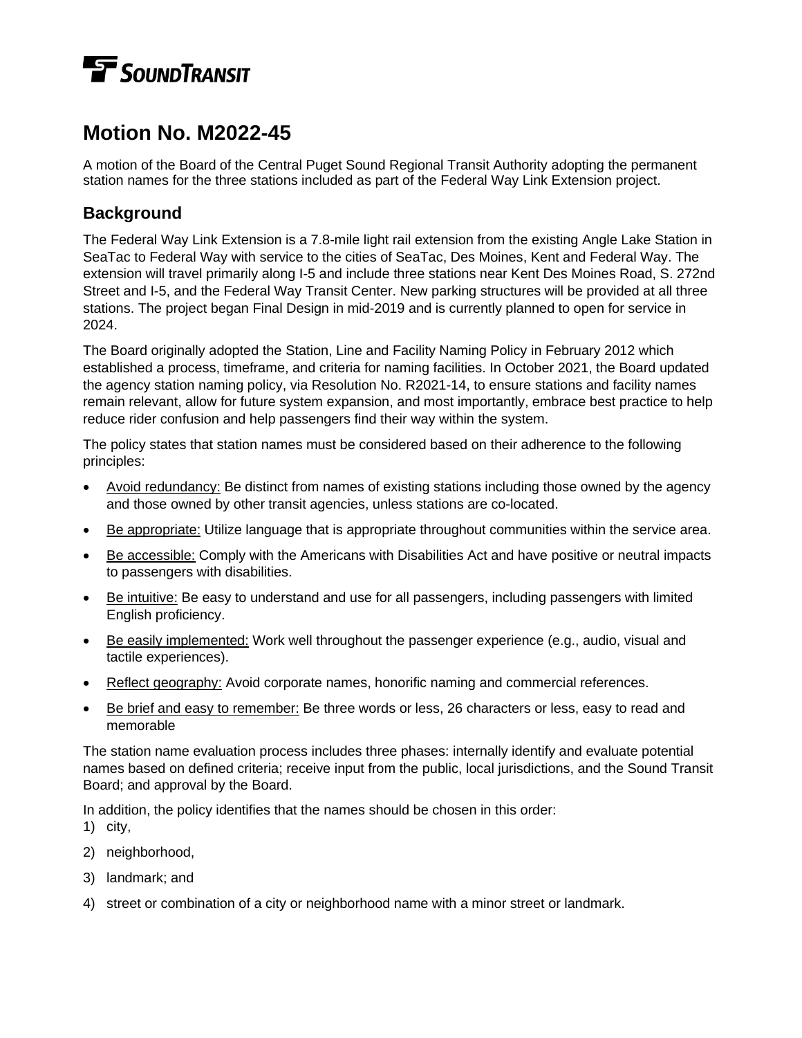# Motion No. M2022-45

A motion of the Board of the Central Puget Sound Regional Transit Authority adopting the permanent station names for the three stations included as part of the Federal Way Link Extension project.

## Background

The Federal Way Link Extension is a 7.8-mile light rail extension from the existing Angle Lake Station in SeaTac to Federal Way with service to the cities of SeaTac, Des Moines, Kent and Federal Way. The extension will travel primarily along I-5 and include three stations near Kent Des Moines Road, S. 272nd Street and I-5, and the Federal Way Transit Center. New parking structures will be provided at all three stations. The project began Final Design in mid-2019 and is currently planned to open for service in 2024.

The Board originally adopted the Station, Line and Facility Naming Policy in February 2012 which established a process, timeframe, and criteria for naming facilities. In October 2021, the Board updated the agency station naming policy, via Resolution No. R2021-14, to ensure stations and facility names remain relevant, allow for future system expansion, and most importantly, embrace best practice to help reduce rider confusion and help passengers find their way within the system.

The policy states that station names must be considered based on their adherence to the following principles:

- Avoid redundancy: Be distinct from names of existing stations including those owned by the agency and those owned by other transit agencies, unless stations are co-located.
- Be appropriate: Utilize language that is appropriate throughout communities within the service area.
- Be accessible: Comply with the Americans with Disabilities Act and have positive or neutral impacts to passengers with disabilities.
- Be intuitive: Be easy to understand and use for all passengers, including passengers with limited English proficiency.
- Be easily implemented: Work well throughout the passenger experience (e.g., audio, visual and tactile experiences).
- Reflect geography: Avoid corporate names, honorific naming and commercial references.
- Be brief and easy to remember: Be three words or less, 26 characters or less, easy to read and memorable

The station name evaluation process includes three phases: internally identify and evaluate potential names based on defined criteria; receive input from the public, local jurisdictions, and the Sound Transit Board; and approval by the Board.

In addition, the policy identifies that the names should be chosen in this order:

1) city,
2) neighborhood,
3) landmark; and
4) street or combination of a city or neighborhood name with a minor street or landmark.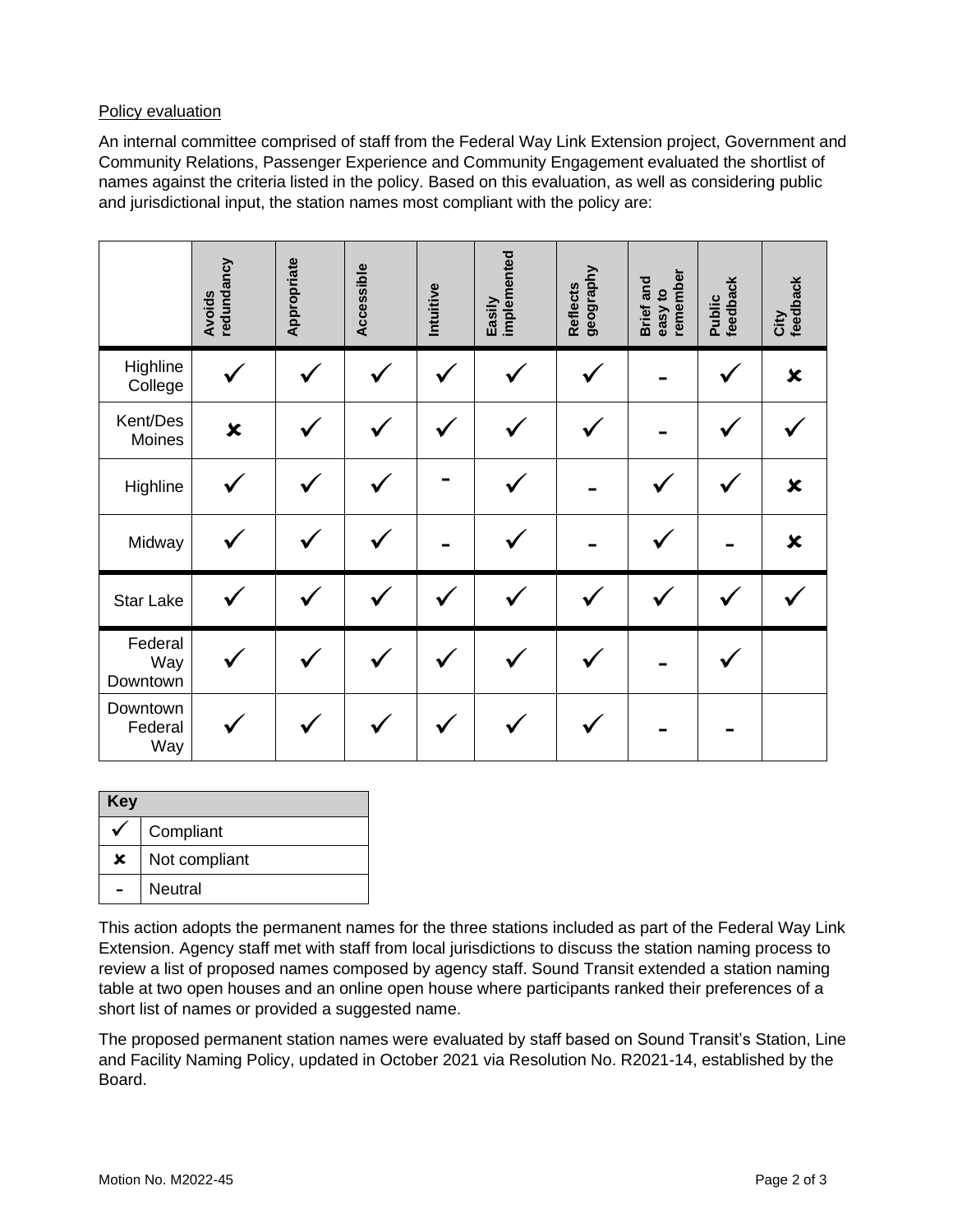Policy evaluation

An internal committee comprised of staff from the Federal Way Link Extension project, Government and Community Relations, Passenger Experience and Community Engagement evaluated the shortlist of names against the criteria listed in the policy. Based on this evaluation, as well as considering public and jurisdictional input, the station names most compliant with the policy are:

| | Avoids redundancy | Appropriate | Accessible | Intuitive | Easily implemented | Reflects geography | Brief and easy to remember | Public feedback | City feedback |
|---|---|---|---|---|---|---|---|---|---|
| Highline College | ✓ | ✓ | ✓ | ✓ | ✓ | ✓ | - | ✓ | ✗ |
| Kent/Des Moines | ✗ | ✓ | ✓ | ✓ | ✓ | ✓ | - | ✓ | ✓ |
| Highline | ✓ | ✓ | ✓ | - | ✓ | - | ✓ | ✓ | ✗ |
| Midway | ✓ | ✓ | ✓ | - | ✓ | - | ✓ | - | ✗ |
| Star Lake | ✓ | ✓ | ✓ | ✓ | ✓ | ✓ | ✓ | ✓ | ✓ |
| Federal Way Downtown | ✓ | ✓ | ✓ | ✓ | ✓ | ✓ | - | ✓ | |
| Downtown Federal Way | ✓ | ✓ | ✓ | ✓ | ✓ | ✓ | - | - | |

| Key | |
|---|---|
| ✓ | Compliant |
| ✗ | Not compliant |
| - | Neutral |

This action adopts the permanent names for the three stations included as part of the Federal Way Link Extension. Agency staff met with staff from local jurisdictions to discuss the station naming process to review a list of proposed names composed by agency staff. Sound Transit extended a station naming table at two open houses and an online open house where participants ranked their preferences of a short list of names or provided a suggested name.

The proposed permanent station names were evaluated by staff based on Sound Transit's Station, Line and Facility Naming Policy, updated in October 2021 via Resolution No. R2021-14, established by the Board.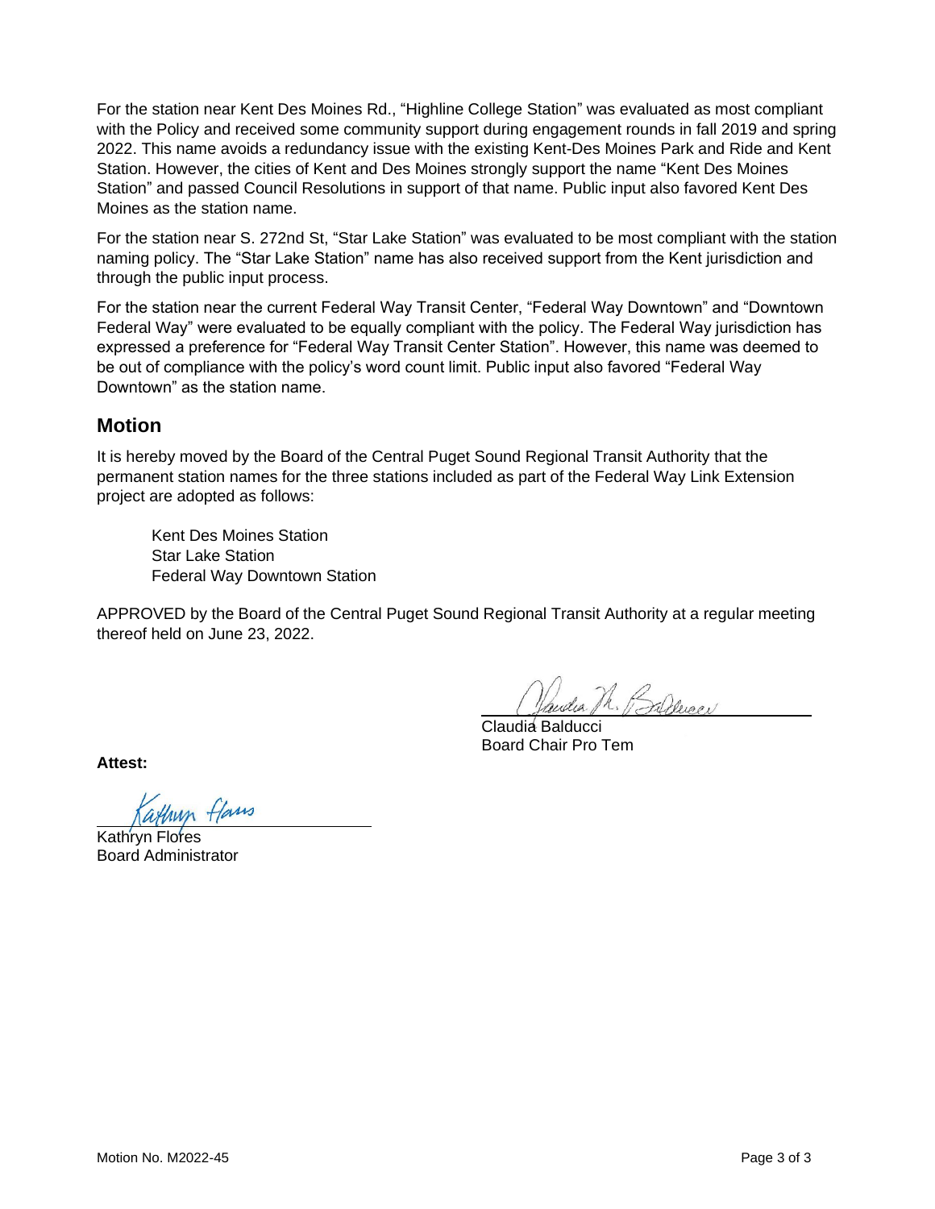For the station near Kent Des Moines Rd., “Highline College Station” was evaluated as most compliant with the Policy and received some community support during engagement rounds in fall 2019 and spring 2022. This name avoids a redundancy issue with the existing Kent-Des Moines Park and Ride and Kent Station. However, the cities of Kent and Des Moines strongly support the name “Kent Des Moines Station” and passed Council Resolutions in support of that name. Public input also favored Kent Des Moines as the station name.

For the station near S. 272nd St, “Star Lake Station” was evaluated to be most compliant with the station naming policy. The “Star Lake Station” name has also received support from the Kent jurisdiction and through the public input process.

For the station near the current Federal Way Transit Center, “Federal Way Downtown” and “Downtown Federal Way” were evaluated to be equally compliant with the policy. The Federal Way jurisdiction has expressed a preference for “Federal Way Transit Center Station”. However, this name was deemed to be out of compliance with the policy’s word count limit. Public input also favored “Federal Way Downtown” as the station name.

## Motion

It is hereby moved by the Board of the Central Puget Sound Regional Transit Authority that the permanent station names for the three stations included as part of the Federal Way Link Extension project are adopted as follows:

Kent Des Moines Station
Star Lake Station
Federal Way Downtown Station

APPROVED by the Board of the Central Puget Sound Regional Transit Authority at a regular meeting thereof held on June 23, 2022.

Claudia Balducci
Board Chair Pro Tem

**Attest:**

Kathryn Flores
Board Administrator

Motion No. M2022-45